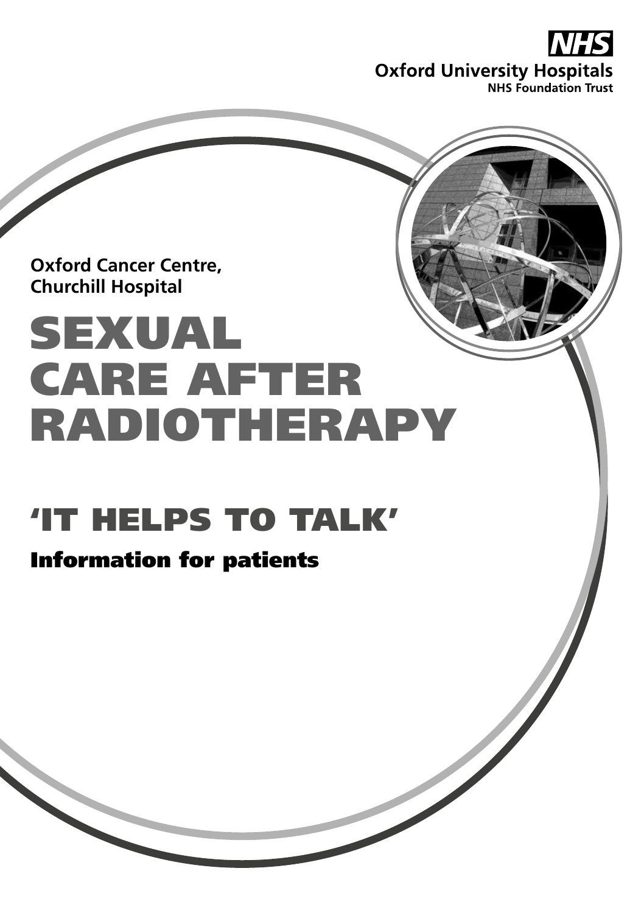**NHS**
**Oxford University Hospitals**
**NHS Foundation Trust**

**Oxford Cancer Centre,**
**Churchill Hospital**

# SEXUAL CARE AFTER RADIOTHERAPY

## 'IT HELPS TO TALK'

### Information for patients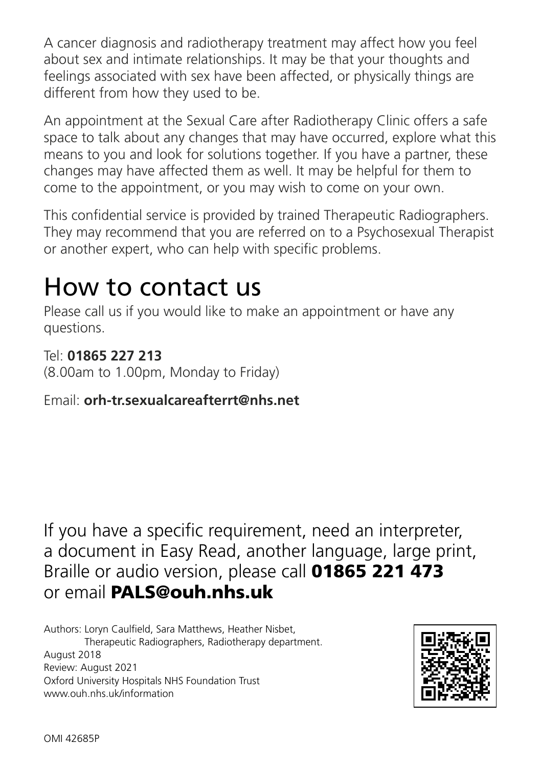A cancer diagnosis and radiotherapy treatment may affect how you feel about sex and intimate relationships. It may be that your thoughts and feelings associated with sex have been affected, or physically things are different from how they used to be.

An appointment at the Sexual Care after Radiotherapy Clinic offers a safe space to talk about any changes that may have occurred, explore what this means to you and look for solutions together. If you have a partner, these changes may have affected them as well. It may be helpful for them to come to the appointment, or you may wish to come on your own.

This confidential service is provided by trained Therapeutic Radiographers. They may recommend that you are referred on to a Psychosexual Therapist or another expert, who can help with specific problems.

# How to contact us

Please call us if you would like to make an appointment or have any questions.

Tel: **01865 227 213**
(8.00am to 1.00pm, Monday to Friday)

Email: **orh-tr.sexualcareafterrt@nhs.net**

If you have a specific requirement, need an interpreter, a document in Easy Read, another language, large print, Braille or audio version, please call **01865 221 473** or email **PALS@ouh.nhs.uk**

Authors: Loryn Caulfield, Sara Matthews, Heather Nisbet,
Therapeutic Radiographers, Radiotherapy department.
August 2018
Review: August 2021
Oxford University Hospitals NHS Foundation Trust
www.ouh.nhs.uk/information

OMI 42685P